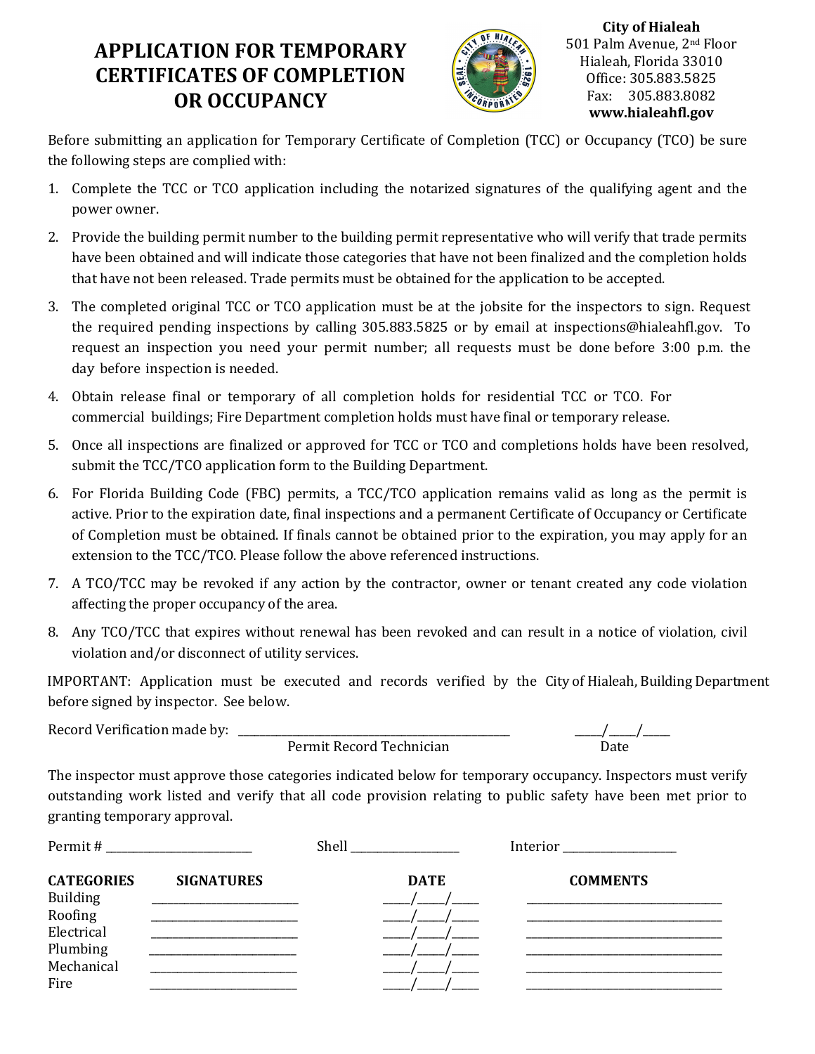# APPLICATION FOR TEMPORARY CERTIFICATES OF COMPLETION OR OCCUPANCY

**City of Hialeah**
501 Palm Avenue, 2nd Floor
Hialeah, Florida 33010
Office: 305.883.5825
Fax: 305.883.8082
**www.hialeahfl.gov**

Before submitting an application for Temporary Certificate of Completion (TCC) or Occupancy (TCO) be sure the following steps are complied with:

1. Complete the TCC or TCO application including the notarized signatures of the qualifying agent and the power owner.
2. Provide the building permit number to the building permit representative who will verify that trade permits have been obtained and will indicate those categories that have not been finalized and the completion holds that have not been released. Trade permits must be obtained for the application to be accepted.
3. The completed original TCC or TCO application must be at the jobsite for the inspectors to sign. Request the required pending inspections by calling 305.883.5825 or by email at inspections@hialeahfl.gov. To request an inspection you need your permit number; all requests must be done before 3:00 p.m. the day before inspection is needed.
4. Obtain release final or temporary of all completion holds for residential TCC or TCO. For commercial buildings; Fire Department completion holds must have final or temporary release.
5. Once all inspections are finalized or approved for TCC or TCO and completions holds have been resolved, submit the TCC/TCO application form to the Building Department.
6. For Florida Building Code (FBC) permits, a TCC/TCO application remains valid as long as the permit is active. Prior to the expiration date, final inspections and a permanent Certificate of Occupancy or Certificate of Completion must be obtained. If finals cannot be obtained prior to the expiration, you may apply for an extension to the TCC/TCO. Please follow the above referenced instructions.
7. A TCO/TCC may be revoked if any action by the contractor, owner or tenant created any code violation affecting the proper occupancy of the area.
8. Any TCO/TCC that expires without renewal has been revoked and can result in a notice of violation, civil violation and/or disconnect of utility services.

IMPORTANT: Application must be executed and records verified by the City of Hialeah, Building Department before signed by inspector. See below.

Record Verification made by: ______________________________ ____/____/____
Permit Record Technician Date

The inspector must approve those categories indicated below for temporary occupancy. Inspectors must verify outstanding work listed and verify that all code provision relating to public safety have been met prior to granting temporary approval.

Permit # ____________________ Shell ________________ Interior ________________

| CATEGORIES | SIGNATURES | DATE | COMMENTS |
|---|---|---|---|
| Building | ____________________ | ____/____/____ | ______________________________ |
| Roofing | ____________________ | ____/____/____ | ______________________________ |
| Electrical | ____________________ | ____/____/____ | ______________________________ |
| Plumbing | ____________________ | ____/____/____ | ______________________________ |
| Mechanical | ____________________ | ____/____/____ | ______________________________ |
| Fire | ____________________ | ____/____/____ | ______________________________ |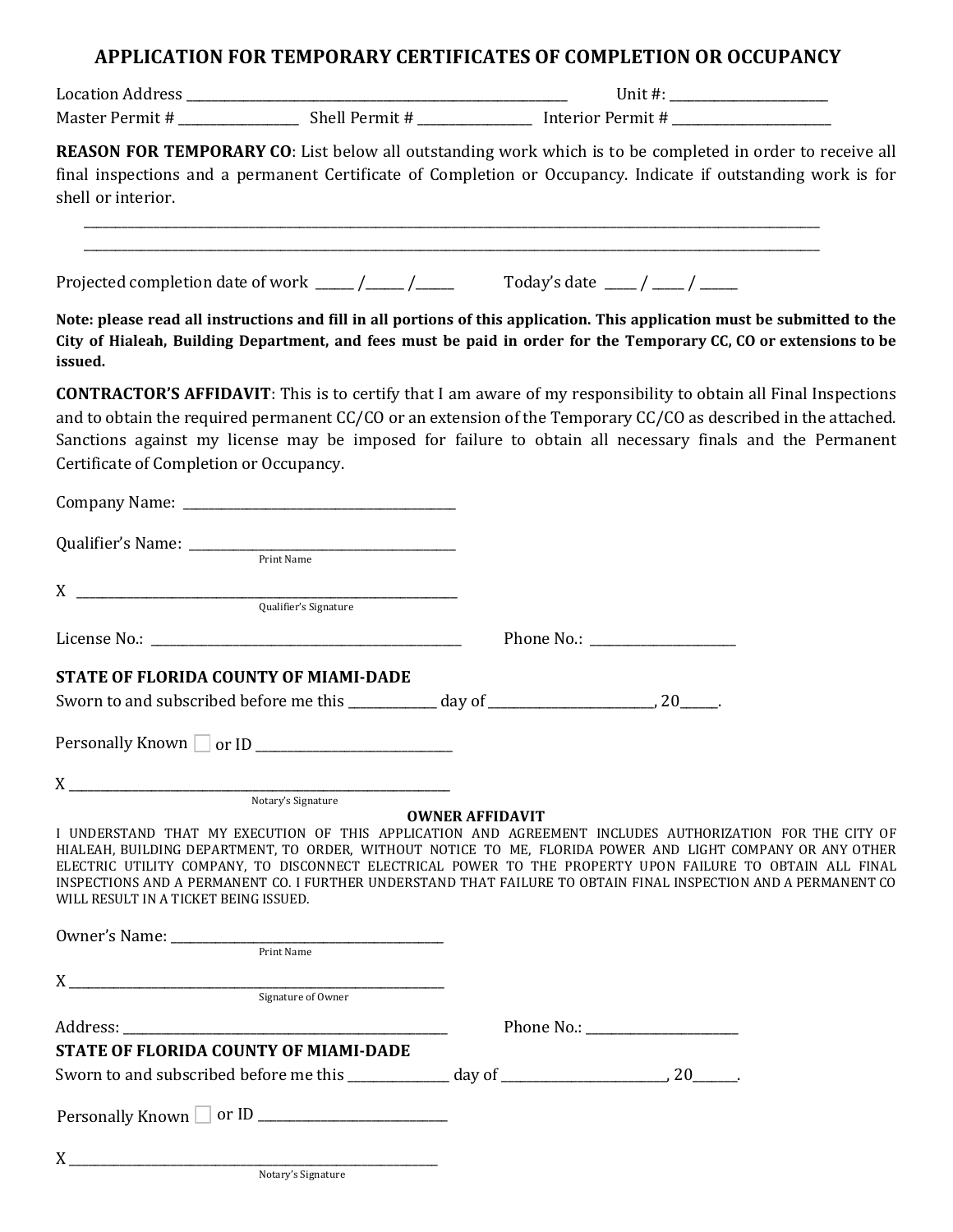# APPLICATION FOR TEMPORARY CERTIFICATES OF COMPLETION OR OCCUPANCY

Location Address ______________________________ Unit #: ______________

Master Permit # ___________ Shell Permit # ___________ Interior Permit # ______________

**REASON FOR TEMPORARY CO**: List below all outstanding work which is to be completed in order to receive all final inspections and a permanent Certificate of Completion or Occupancy. Indicate if outstanding work is for shell or interior.

______________________________________________________________________________

______________________________________________________________________________

Projected completion date of work _____ /_____ /_____ Today's date _____ / _____ / _____

**Note: please read all instructions and fill in all portions of this application. This application must be submitted to the City of Hialeah, Building Department, and fees must be paid in order for the Temporary CC, CO or extensions to be issued.**

**CONTRACTOR'S AFFIDAVIT**: This is to certify that I am aware of my responsibility to obtain all Final Inspections and to obtain the required permanent CC/CO or an extension of the Temporary CC/CO as described in the attached. Sanctions against my license may be imposed for failure to obtain all necessary finals and the Permanent Certificate of Completion or Occupancy.

Company Name: ______________________________

Qualifier's Name: ______________________________
Print Name

X ______________________________
Qualifier's Signature

License No.: ______________________________ Phone No.: ______________

**STATE OF FLORIDA COUNTY OF MIAMI-DADE**

Sworn to and subscribed before me this __________ day of ________________, 20_____.

Personally Known ☐ or ID ____________________

X ______________________________
Notary's Signature

**OWNER AFFIDAVIT**

I UNDERSTAND THAT MY EXECUTION OF THIS APPLICATION AND AGREEMENT INCLUDES AUTHORIZATION FOR THE CITY OF HIALEAH, BUILDING DEPARTMENT, TO ORDER, WITHOUT NOTICE TO ME, FLORIDA POWER AND LIGHT COMPANY OR ANY OTHER ELECTRIC UTILITY COMPANY, TO DISCONNECT ELECTRICAL POWER TO THE PROPERTY UPON FAILURE TO OBTAIN ALL FINAL INSPECTIONS AND A PERMANENT CO. I FURTHER UNDERSTAND THAT FAILURE TO OBTAIN FINAL INSPECTION AND A PERMANENT CO WILL RESULT IN A TICKET BEING ISSUED.

Owner's Name: ______________________________
Print Name

X ______________________________
Signature of Owner

Address: ______________________________ Phone No.: ______________

**STATE OF FLORIDA COUNTY OF MIAMI-DADE**

Sworn to and subscribed before me this __________ day of ________________, 20_____.

Personally Known ☐ or ID ____________________

X ______________________________
Notary's Signature